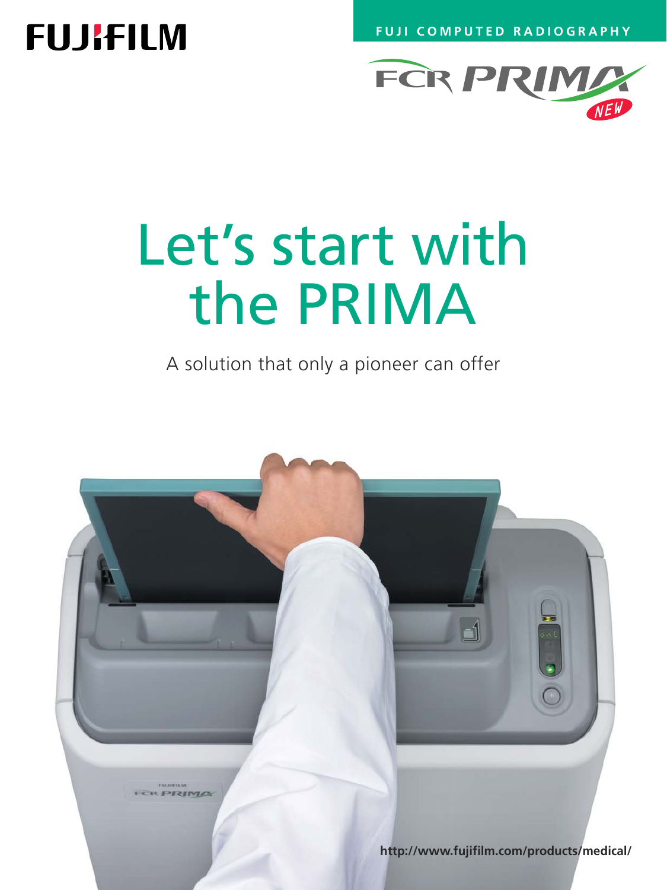FUJIFILM

FUJI COMPUTED RADIOGRAPHY

FCR PRIMA NEW

# Let's start with the PRIMA

A solution that only a pioneer can offer

http://www.fujifilm.com/products/medical/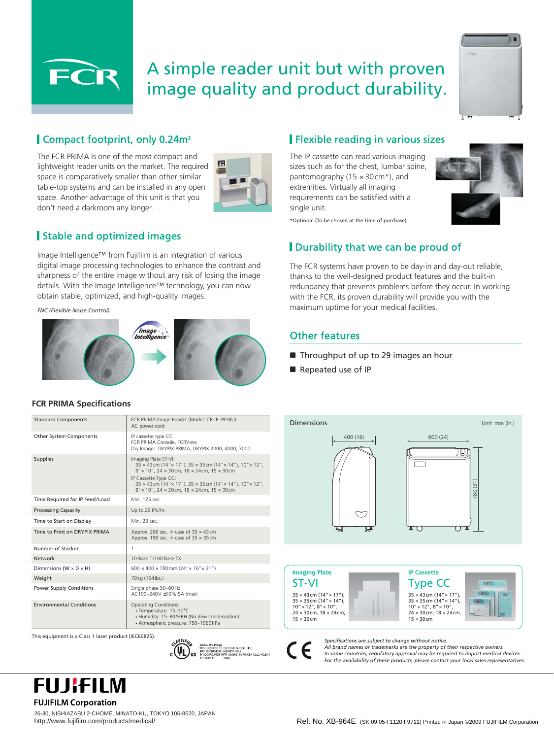# A simple reader unit but with proven image quality and product durability.

## Compact footprint, only 0.24m²

The FCR PRIMA is one of the most compact and lightweight reader units on the market. The required space is comparatively smaller than other similar table-top systems and can be installed in any open space. Another advantage of this unit is that you don't need a darkroom any longer.

## Stable and optimized images

Image Intelligence™ from Fujifilm is an integration of various digital image processing technologies to enhance the contrast and sharpness of the entire image without any risk of losing the image details. With the Image Intelligence™ technology, you can now obtain stable, optimized, and high-quality images.

*FNC (Flexible Noise Control)*

## Flexible reading in various sizes

The IP cassette can read various imaging sizes such as for the chest, lumbar spine, pantomography (15 × 30cm*), and extremities. Virtually all imaging requirements can be satisfied with a single unit.

*Optional (To be chosen at the time of purchase)

## Durability that we can be proud of

The FCR systems have proven to be day-in and day-out reliable, thanks to the well-designed product features and the built-in redundancy that prevents problems before they occur. In working with the FCR, its proven durability will provide you with the maximum uptime for your medical facilities.

## Other features

- Throughput of up to 29 images an hour
- Repeated use of IP

### FCR PRIMA Specifications

| | |
|---|---|
| Standard Components | FCR PRIMA Image Reader (Model: CR-IR 391RU)<br>AC power cord |
| Other System Components | IP cassette type CC<br>FCR PRIMA Console, FCRView<br>Dry Imager: DRYPIX PRIMA, DRYPIX 2000, 4000, 7000 |
| Supplies | Imaging Plate ST-VI:<br>35 × 43cm (14"× 17"), 35 × 35cm (14"× 14"), 10"× 12", 8"× 10", 24 × 30cm, 18 × 24cm, 15 × 30cm<br>IP Cassette Type CC:<br>35 × 43cm (14"× 17"), 35 × 35cm (14"× 14"), 10"× 12", 8"× 10", 24 × 30cm, 18 × 24cm, 15 × 30cm |
| Time Required for IP Feed/Load | Min. 125 sec. |
| Processing Capacity | Up to 29 IPs/hr. |
| Time to Start on Display | Min. 23 sec. |
| Time to Print on DRYPIX PRIMA | Approx. 200 sec. in case of 35 × 43cm<br>Approx. 190 sec. in case of 35 × 35cm |
| Number of Stacker | 1 |
| Network | 10 Base T/100 Base TX |
| Dimensions (W × D × H) | 600 × 400 × 780mm (24"× 16"× 31") |
| Weight | 70kg (154lbs.) |
| Power Supply Conditions | Single phase 50-60Hz<br>AC100-240V ±10% 5A (max) |
| Environmental Conditions | Operating Conditions:<br>• Temperature: 15-30℃<br>• Humidity: 15-80%RH (No dew condensation)<br>• Atmospheric pressure: 750-1060hPa |

This equipment is a Class 1 laser product (IEC60825).

Medical Dry Imager WITH RESPECT TO ELECTRIC SHOCK, FIRE AND MECHANICAL HAZARDS ONLY IN ACCORDANCE WITH UL60601-1/CAN/CSA C22.2 NO.601.1 IEC 60601-1 53MK

Dimensions

Unit: mm (in.)

400 (16)

600 (24)

780 (31)

**Imaging Plate**
ST-VI
35 × 43cm (14"× 17"), 35 × 35cm (14"× 14"), 10"× 12", 8"× 10", 24 × 30cm, 18 × 24cm, 15 × 30cm

**IP Cassette**
Type CC
35 × 43cm (14"× 17"), 35 × 35cm (14"× 14"), 10"× 12", 8"× 10", 24 × 30cm, 18 × 24cm, 15 × 30cm

*Specifications are subject to change without notice.*
*All brand names or trademarks are the property of their respective owners.*
*In some countries, regulatory approval may be required to import medical devices.*
*For the availability of these products, please contact your local sales representatives.*

**FUJIFILM Corporation**
26-30, NISHIAZABU 2-CHOME, MINATO-KU, TOKYO 106-8620, JAPAN
http://www.fujifilm.com/products/medical/

Ref. No. XB-964E (SK·09·05·F1120·F9711) Printed in Japan ©2009 FUJIFILM Corporation